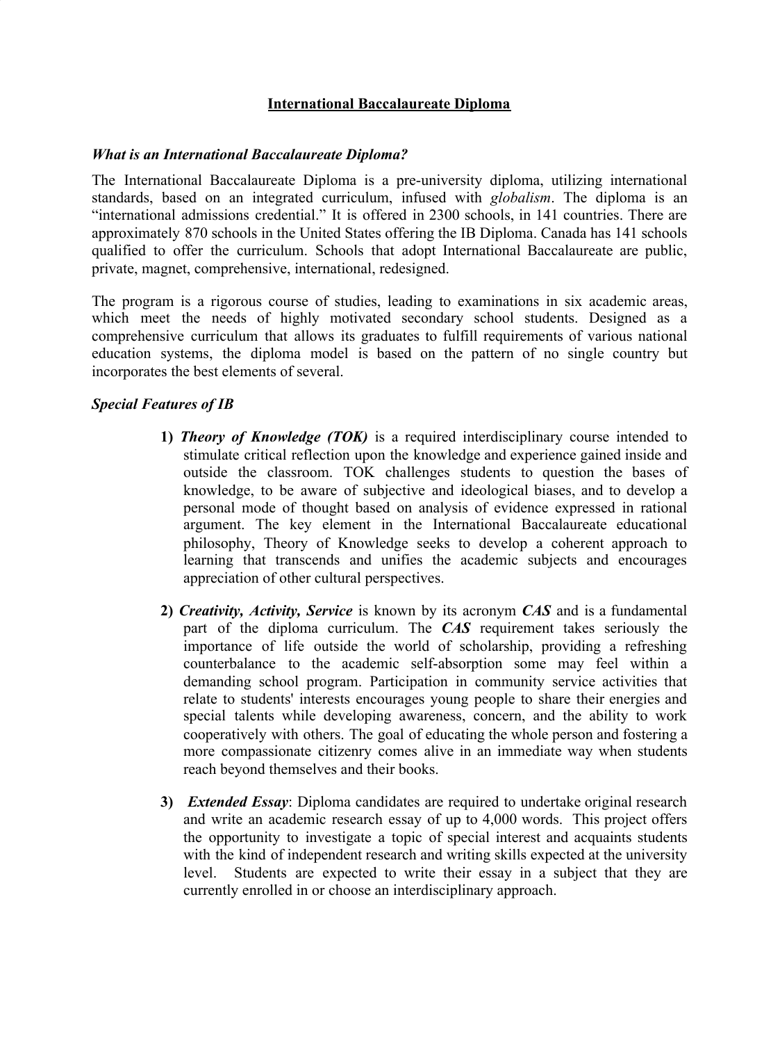# International Baccalaureate Diploma

### *What is an International Baccalaureate Diploma?*

The International Baccalaureate Diploma is a pre-university diploma, utilizing international standards, based on an integrated curriculum, infused with *globalism*. The diploma is an "international admissions credential." It is offered in 2300 schools, in 141 countries. There are approximately 870 schools in the United States offering the IB Diploma. Canada has 141 schools qualified to offer the curriculum. Schools that adopt International Baccalaureate are public, private, magnet, comprehensive, international, redesigned.

The program is a rigorous course of studies, leading to examinations in six academic areas, which meet the needs of highly motivated secondary school students. Designed as a comprehensive curriculum that allows its graduates to fulfill requirements of various national education systems, the diploma model is based on the pattern of no single country but incorporates the best elements of several.

### *Special Features of IB*

1) ***Theory of Knowledge (TOK)*** is a required interdisciplinary course intended to stimulate critical reflection upon the knowledge and experience gained inside and outside the classroom. TOK challenges students to question the bases of knowledge, to be aware of subjective and ideological biases, and to develop a personal mode of thought based on analysis of evidence expressed in rational argument. The key element in the International Baccalaureate educational philosophy, Theory of Knowledge seeks to develop a coherent approach to learning that transcends and unifies the academic subjects and encourages appreciation of other cultural perspectives.

2) ***Creativity, Activity, Service*** is known by its acronym ***CAS*** and is a fundamental part of the diploma curriculum. The ***CAS*** requirement takes seriously the importance of life outside the world of scholarship, providing a refreshing counterbalance to the academic self-absorption some may feel within a demanding school program. Participation in community service activities that relate to students' interests encourages young people to share their energies and special talents while developing awareness, concern, and the ability to work cooperatively with others. The goal of educating the whole person and fostering a more compassionate citizenry comes alive in an immediate way when students reach beyond themselves and their books.

3) ***Extended Essay***: Diploma candidates are required to undertake original research and write an academic research essay of up to 4,000 words. This project offers the opportunity to investigate a topic of special interest and acquaints students with the kind of independent research and writing skills expected at the university level. Students are expected to write their essay in a subject that they are currently enrolled in or choose an interdisciplinary approach.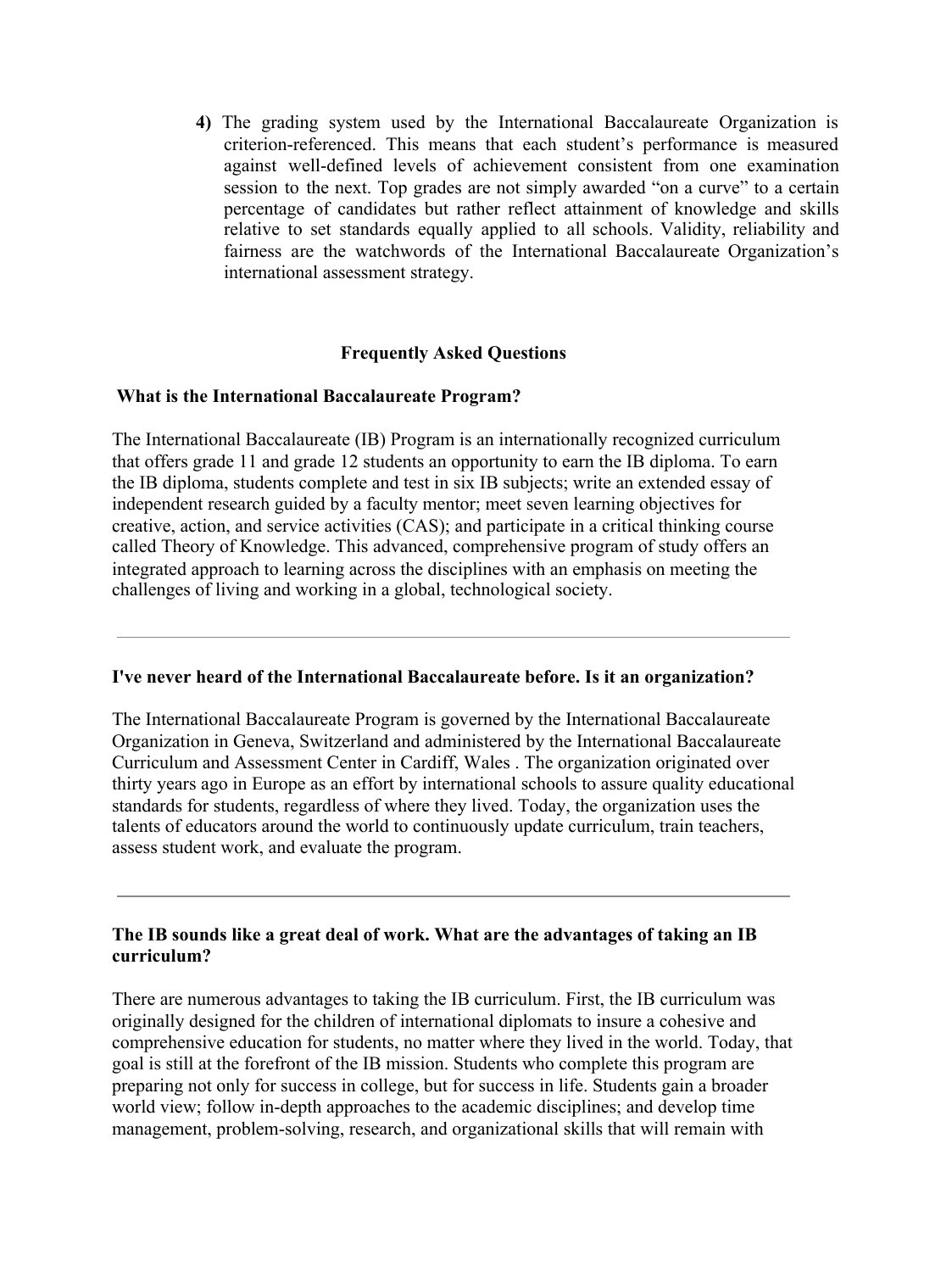4) The grading system used by the International Baccalaureate Organization is criterion-referenced. This means that each student's performance is measured against well-defined levels of achievement consistent from one examination session to the next. Top grades are not simply awarded "on a curve" to a certain percentage of candidates but rather reflect attainment of knowledge and skills relative to set standards equally applied to all schools. Validity, reliability and fairness are the watchwords of the International Baccalaureate Organization's international assessment strategy.

## Frequently Asked Questions

### What is the International Baccalaureate Program?

The International Baccalaureate (IB) Program is an internationally recognized curriculum that offers grade 11 and grade 12 students an opportunity to earn the IB diploma. To earn the IB diploma, students complete and test in six IB subjects; write an extended essay of independent research guided by a faculty mentor; meet seven learning objectives for creative, action, and service activities (CAS); and participate in a critical thinking course called Theory of Knowledge. This advanced, comprehensive program of study offers an integrated approach to learning across the disciplines with an emphasis on meeting the challenges of living and working in a global, technological society.

---

### I've never heard of the International Baccalaureate before. Is it an organization?

The International Baccalaureate Program is governed by the International Baccalaureate Organization in Geneva, Switzerland and administered by the International Baccalaureate Curriculum and Assessment Center in Cardiff, Wales . The organization originated over thirty years ago in Europe as an effort by international schools to assure quality educational standards for students, regardless of where they lived. Today, the organization uses the talents of educators around the world to continuously update curriculum, train teachers, assess student work, and evaluate the program.

---

### The IB sounds like a great deal of work. What are the advantages of taking an IB curriculum?

There are numerous advantages to taking the IB curriculum. First, the IB curriculum was originally designed for the children of international diplomats to insure a cohesive and comprehensive education for students, no matter where they lived in the world. Today, that goal is still at the forefront of the IB mission. Students who complete this program are preparing not only for success in college, but for success in life. Students gain a broader world view; follow in-depth approaches to the academic disciplines; and develop time management, problem-solving, research, and organizational skills that will remain with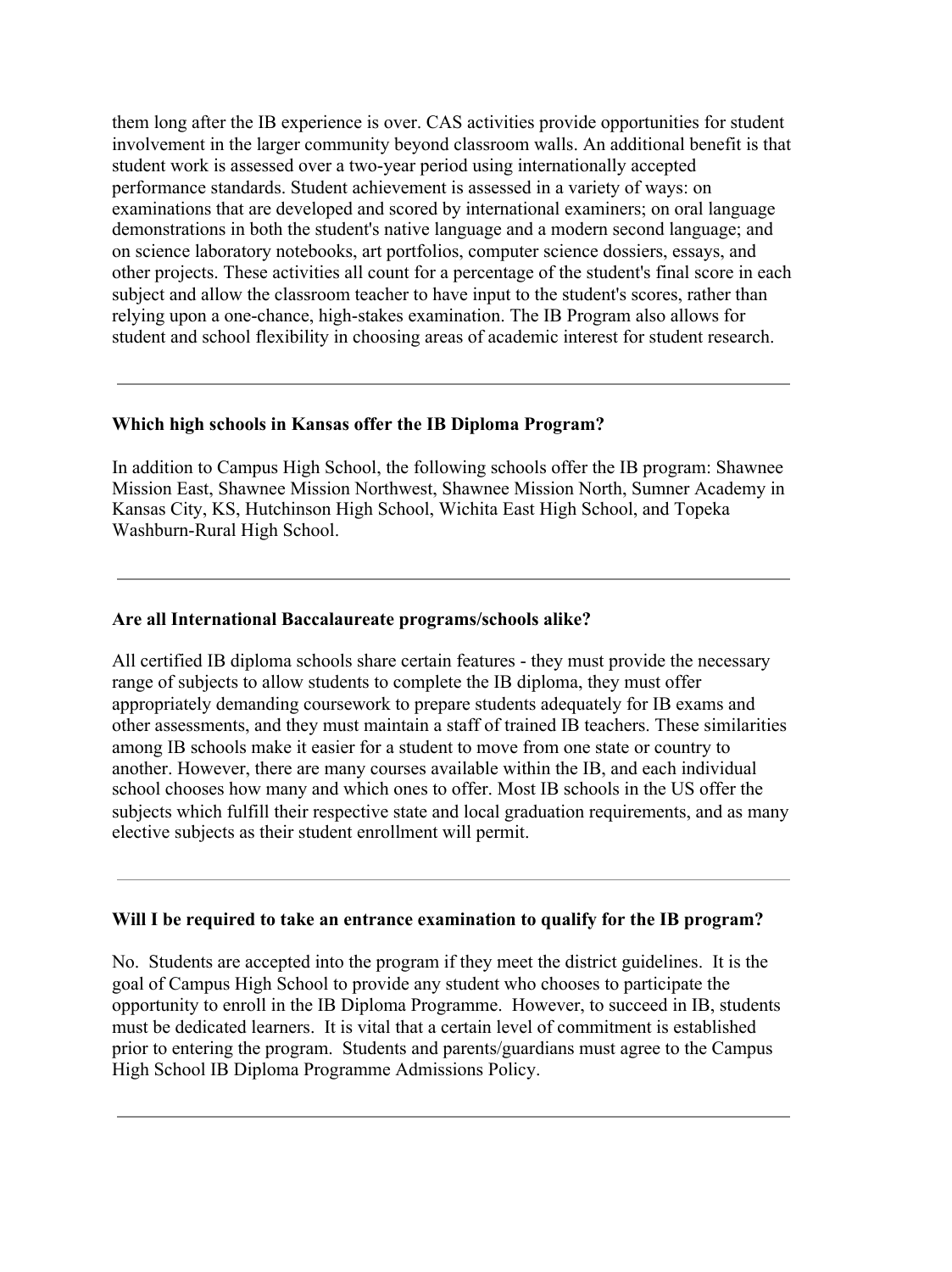them long after the IB experience is over. CAS activities provide opportunities for student involvement in the larger community beyond classroom walls. An additional benefit is that student work is assessed over a two-year period using internationally accepted performance standards. Student achievement is assessed in a variety of ways: on examinations that are developed and scored by international examiners; on oral language demonstrations in both the student's native language and a modern second language; and on science laboratory notebooks, art portfolios, computer science dossiers, essays, and other projects. These activities all count for a percentage of the student's final score in each subject and allow the classroom teacher to have input to the student's scores, rather than relying upon a one-chance, high-stakes examination. The IB Program also allows for student and school flexibility in choosing areas of academic interest for student research.

---

**Which high schools in Kansas offer the IB Diploma Program?**

In addition to Campus High School, the following schools offer the IB program: Shawnee Mission East, Shawnee Mission Northwest, Shawnee Mission North, Sumner Academy in Kansas City, KS, Hutchinson High School, Wichita East High School, and Topeka Washburn-Rural High School.

---

**Are all International Baccalaureate programs/schools alike?**

All certified IB diploma schools share certain features - they must provide the necessary range of subjects to allow students to complete the IB diploma, they must offer appropriately demanding coursework to prepare students adequately for IB exams and other assessments, and they must maintain a staff of trained IB teachers. These similarities among IB schools make it easier for a student to move from one state or country to another. However, there are many courses available within the IB, and each individual school chooses how many and which ones to offer. Most IB schools in the US offer the subjects which fulfill their respective state and local graduation requirements, and as many elective subjects as their student enrollment will permit.

---

**Will I be required to take an entrance examination to qualify for the IB program?**

No. Students are accepted into the program if they meet the district guidelines. It is the goal of Campus High School to provide any student who chooses to participate the opportunity to enroll in the IB Diploma Programme. However, to succeed in IB, students must be dedicated learners. It is vital that a certain level of commitment is established prior to entering the program. Students and parents/guardians must agree to the Campus High School IB Diploma Programme Admissions Policy.

---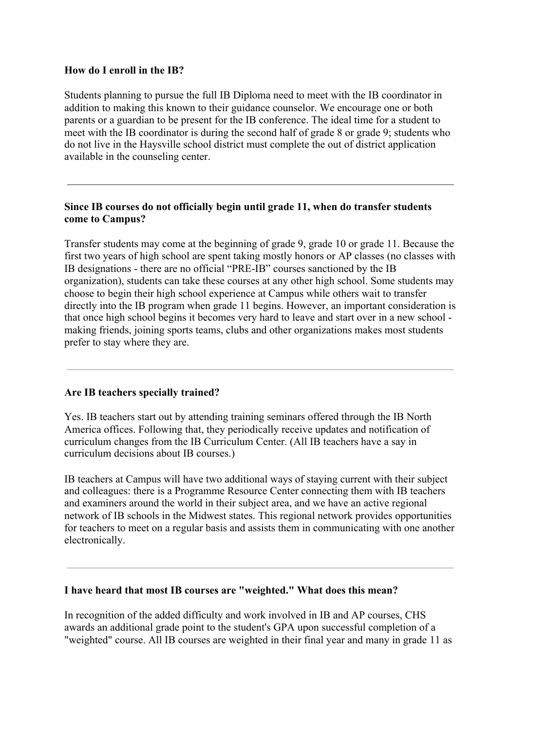**How do I enroll in the IB?**

Students planning to pursue the full IB Diploma need to meet with the IB coordinator in addition to making this known to their guidance counselor. We encourage one or both parents or a guardian to be present for the IB conference. The ideal time for a student to meet with the IB coordinator is during the second half of grade 8 or grade 9; students who do not live in the Haysville school district must complete the out of district application available in the counseling center.

---

**Since IB courses do not officially begin until grade 11, when do transfer students come to Campus?**

Transfer students may come at the beginning of grade 9, grade 10 or grade 11. Because the first two years of high school are spent taking mostly honors or AP classes (no classes with IB designations - there are no official "PRE-IB" courses sanctioned by the IB organization), students can take these courses at any other high school. Some students may choose to begin their high school experience at Campus while others wait to transfer directly into the IB program when grade 11 begins. However, an important consideration is that once high school begins it becomes very hard to leave and start over in a new school - making friends, joining sports teams, clubs and other organizations makes most students prefer to stay where they are.

---

**Are IB teachers specially trained?**

Yes. IB teachers start out by attending training seminars offered through the IB North America offices. Following that, they periodically receive updates and notification of curriculum changes from the IB Curriculum Center. (All IB teachers have a say in curriculum decisions about IB courses.)

IB teachers at Campus will have two additional ways of staying current with their subject and colleagues: there is a Programme Resource Center connecting them with IB teachers and examiners around the world in their subject area, and we have an active regional network of IB schools in the Midwest states. This regional network provides opportunities for teachers to meet on a regular basis and assists them in communicating with one another electronically.

---

**I have heard that most IB courses are "weighted." What does this mean?**

In recognition of the added difficulty and work involved in IB and AP courses, CHS awards an additional grade point to the student's GPA upon successful completion of a "weighted" course. All IB courses are weighted in their final year and many in grade 11 as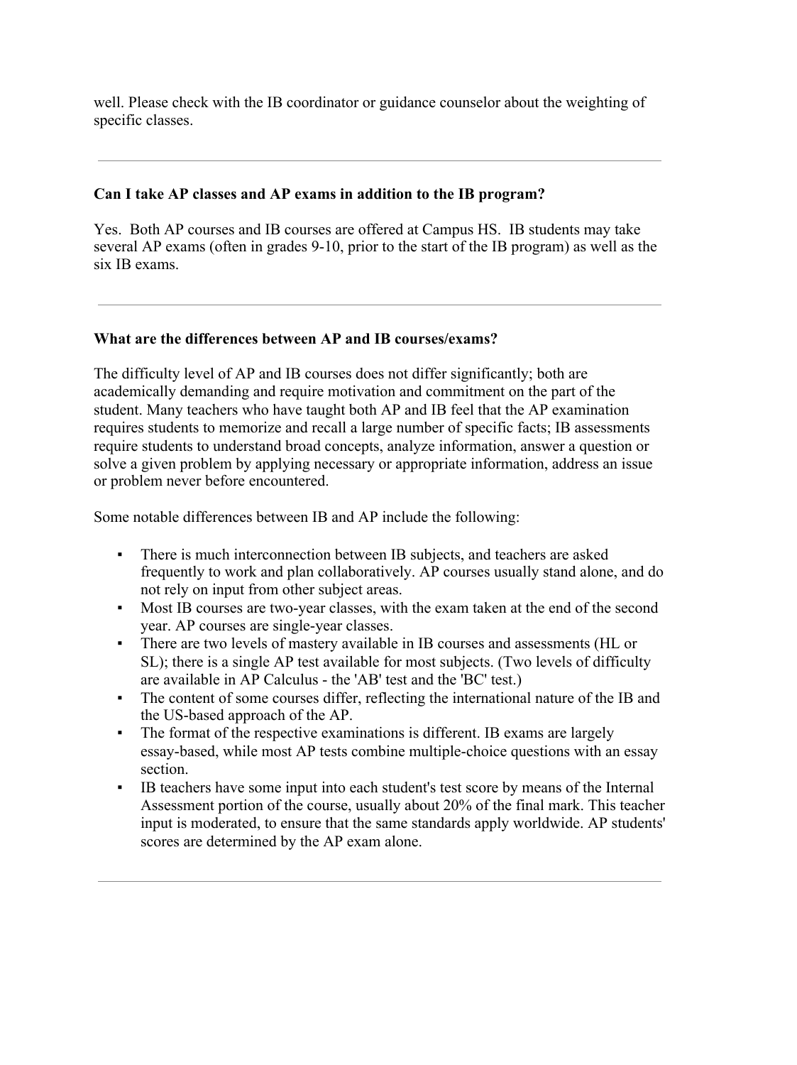well. Please check with the IB coordinator or guidance counselor about the weighting of specific classes.

---

**Can I take AP classes and AP exams in addition to the IB program?**

Yes. Both AP courses and IB courses are offered at Campus HS. IB students may take several AP exams (often in grades 9-10, prior to the start of the IB program) as well as the six IB exams.

---

**What are the differences between AP and IB courses/exams?**

The difficulty level of AP and IB courses does not differ significantly; both are academically demanding and require motivation and commitment on the part of the student. Many teachers who have taught both AP and IB feel that the AP examination requires students to memorize and recall a large number of specific facts; IB assessments require students to understand broad concepts, analyze information, answer a question or solve a given problem by applying necessary or appropriate information, address an issue or problem never before encountered.

Some notable differences between IB and AP include the following:

- There is much interconnection between IB subjects, and teachers are asked frequently to work and plan collaboratively. AP courses usually stand alone, and do not rely on input from other subject areas.
- Most IB courses are two-year classes, with the exam taken at the end of the second year. AP courses are single-year classes.
- There are two levels of mastery available in IB courses and assessments (HL or SL); there is a single AP test available for most subjects. (Two levels of difficulty are available in AP Calculus - the 'AB' test and the 'BC' test.)
- The content of some courses differ, reflecting the international nature of the IB and the US-based approach of the AP.
- The format of the respective examinations is different. IB exams are largely essay-based, while most AP tests combine multiple-choice questions with an essay section.
- IB teachers have some input into each student's test score by means of the Internal Assessment portion of the course, usually about 20% of the final mark. This teacher input is moderated, to ensure that the same standards apply worldwide. AP students' scores are determined by the AP exam alone.

---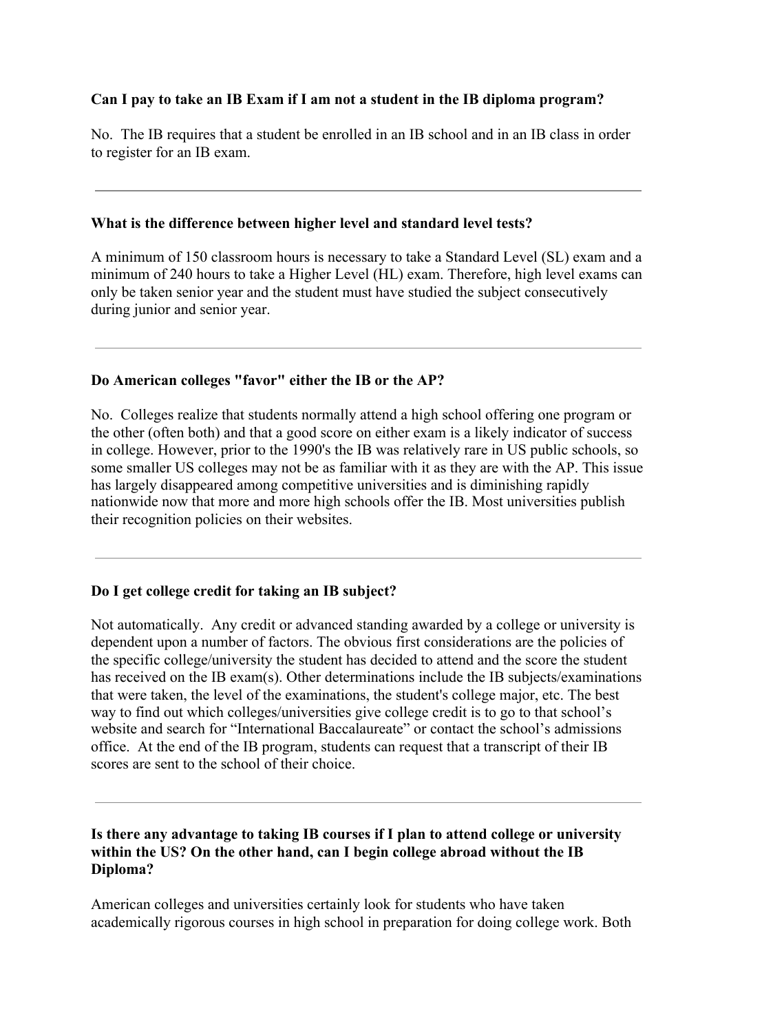**Can I pay to take an IB Exam if I am not a student in the IB diploma program?**

No. The IB requires that a student be enrolled in an IB school and in an IB class in order to register for an IB exam.

---

**What is the difference between higher level and standard level tests?**

A minimum of 150 classroom hours is necessary to take a Standard Level (SL) exam and a minimum of 240 hours to take a Higher Level (HL) exam. Therefore, high level exams can only be taken senior year and the student must have studied the subject consecutively during junior and senior year.

---

**Do American colleges "favor" either the IB or the AP?**

No. Colleges realize that students normally attend a high school offering one program or the other (often both) and that a good score on either exam is a likely indicator of success in college. However, prior to the 1990's the IB was relatively rare in US public schools, so some smaller US colleges may not be as familiar with it as they are with the AP. This issue has largely disappeared among competitive universities and is diminishing rapidly nationwide now that more and more high schools offer the IB. Most universities publish their recognition policies on their websites.

---

**Do I get college credit for taking an IB subject?**

Not automatically. Any credit or advanced standing awarded by a college or university is dependent upon a number of factors. The obvious first considerations are the policies of the specific college/university the student has decided to attend and the score the student has received on the IB exam(s). Other determinations include the IB subjects/examinations that were taken, the level of the examinations, the student's college major, etc. The best way to find out which colleges/universities give college credit is to go to that school's website and search for "International Baccalaureate" or contact the school's admissions office. At the end of the IB program, students can request that a transcript of their IB scores are sent to the school of their choice.

---

**Is there any advantage to taking IB courses if I plan to attend college or university within the US? On the other hand, can I begin college abroad without the IB Diploma?**

American colleges and universities certainly look for students who have taken academically rigorous courses in high school in preparation for doing college work. Both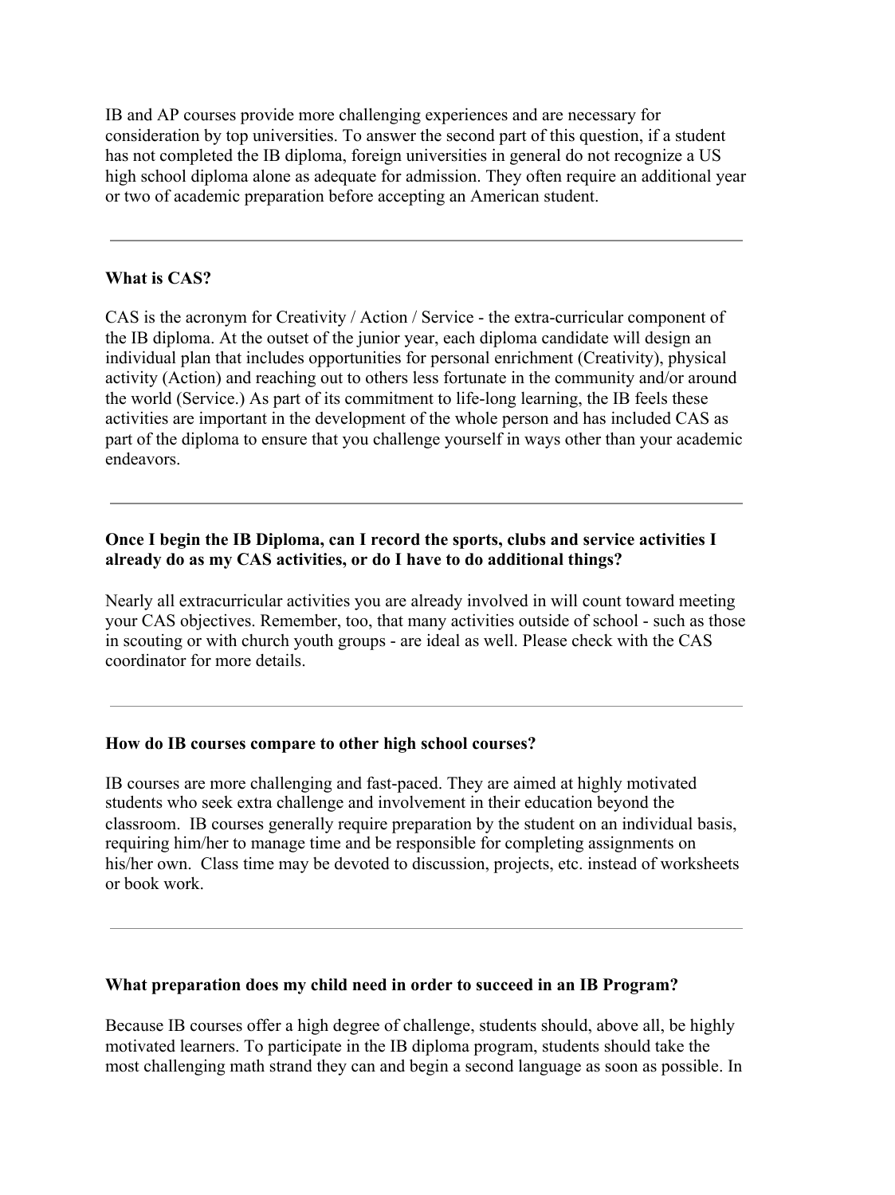IB and AP courses provide more challenging experiences and are necessary for consideration by top universities. To answer the second part of this question, if a student has not completed the IB diploma, foreign universities in general do not recognize a US high school diploma alone as adequate for admission. They often require an additional year or two of academic preparation before accepting an American student.

---

**What is CAS?**

CAS is the acronym for Creativity / Action / Service - the extra-curricular component of the IB diploma. At the outset of the junior year, each diploma candidate will design an individual plan that includes opportunities for personal enrichment (Creativity), physical activity (Action) and reaching out to others less fortunate in the community and/or around the world (Service.) As part of its commitment to life-long learning, the IB feels these activities are important in the development of the whole person and has included CAS as part of the diploma to ensure that you challenge yourself in ways other than your academic endeavors.

---

**Once I begin the IB Diploma, can I record the sports, clubs and service activities I already do as my CAS activities, or do I have to do additional things?**

Nearly all extracurricular activities you are already involved in will count toward meeting your CAS objectives. Remember, too, that many activities outside of school - such as those in scouting or with church youth groups - are ideal as well. Please check with the CAS coordinator for more details.

---

**How do IB courses compare to other high school courses?**

IB courses are more challenging and fast-paced. They are aimed at highly motivated students who seek extra challenge and involvement in their education beyond the classroom. IB courses generally require preparation by the student on an individual basis, requiring him/her to manage time and be responsible for completing assignments on his/her own. Class time may be devoted to discussion, projects, etc. instead of worksheets or book work.

---

**What preparation does my child need in order to succeed in an IB Program?**

Because IB courses offer a high degree of challenge, students should, above all, be highly motivated learners. To participate in the IB diploma program, students should take the most challenging math strand they can and begin a second language as soon as possible. In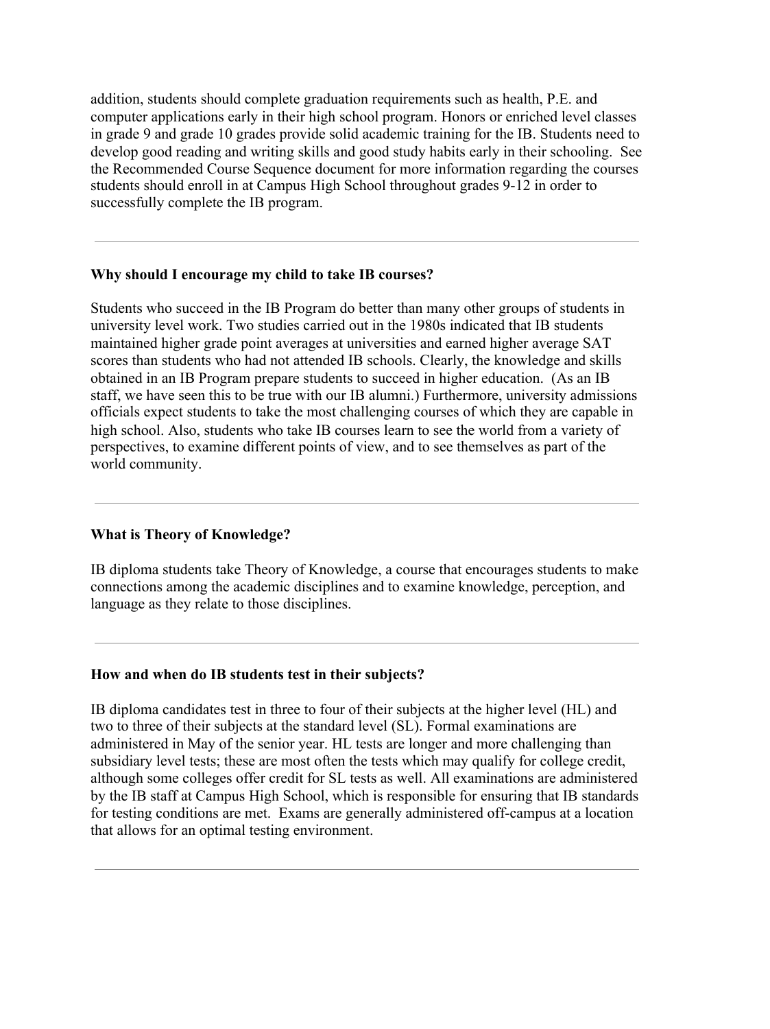addition, students should complete graduation requirements such as health, P.E. and computer applications early in their high school program. Honors or enriched level classes in grade 9 and grade 10 grades provide solid academic training for the IB. Students need to develop good reading and writing skills and good study habits early in their schooling. See the Recommended Course Sequence document for more information regarding the courses students should enroll in at Campus High School throughout grades 9-12 in order to successfully complete the IB program.

---

**Why should I encourage my child to take IB courses?**

Students who succeed in the IB Program do better than many other groups of students in university level work. Two studies carried out in the 1980s indicated that IB students maintained higher grade point averages at universities and earned higher average SAT scores than students who had not attended IB schools. Clearly, the knowledge and skills obtained in an IB Program prepare students to succeed in higher education. (As an IB staff, we have seen this to be true with our IB alumni.) Furthermore, university admissions officials expect students to take the most challenging courses of which they are capable in high school. Also, students who take IB courses learn to see the world from a variety of perspectives, to examine different points of view, and to see themselves as part of the world community.

---

**What is Theory of Knowledge?**

IB diploma students take Theory of Knowledge, a course that encourages students to make connections among the academic disciplines and to examine knowledge, perception, and language as they relate to those disciplines.

---

**How and when do IB students test in their subjects?**

IB diploma candidates test in three to four of their subjects at the higher level (HL) and two to three of their subjects at the standard level (SL). Formal examinations are administered in May of the senior year. HL tests are longer and more challenging than subsidiary level tests; these are most often the tests which may qualify for college credit, although some colleges offer credit for SL tests as well. All examinations are administered by the IB staff at Campus High School, which is responsible for ensuring that IB standards for testing conditions are met. Exams are generally administered off-campus at a location that allows for an optimal testing environment.

---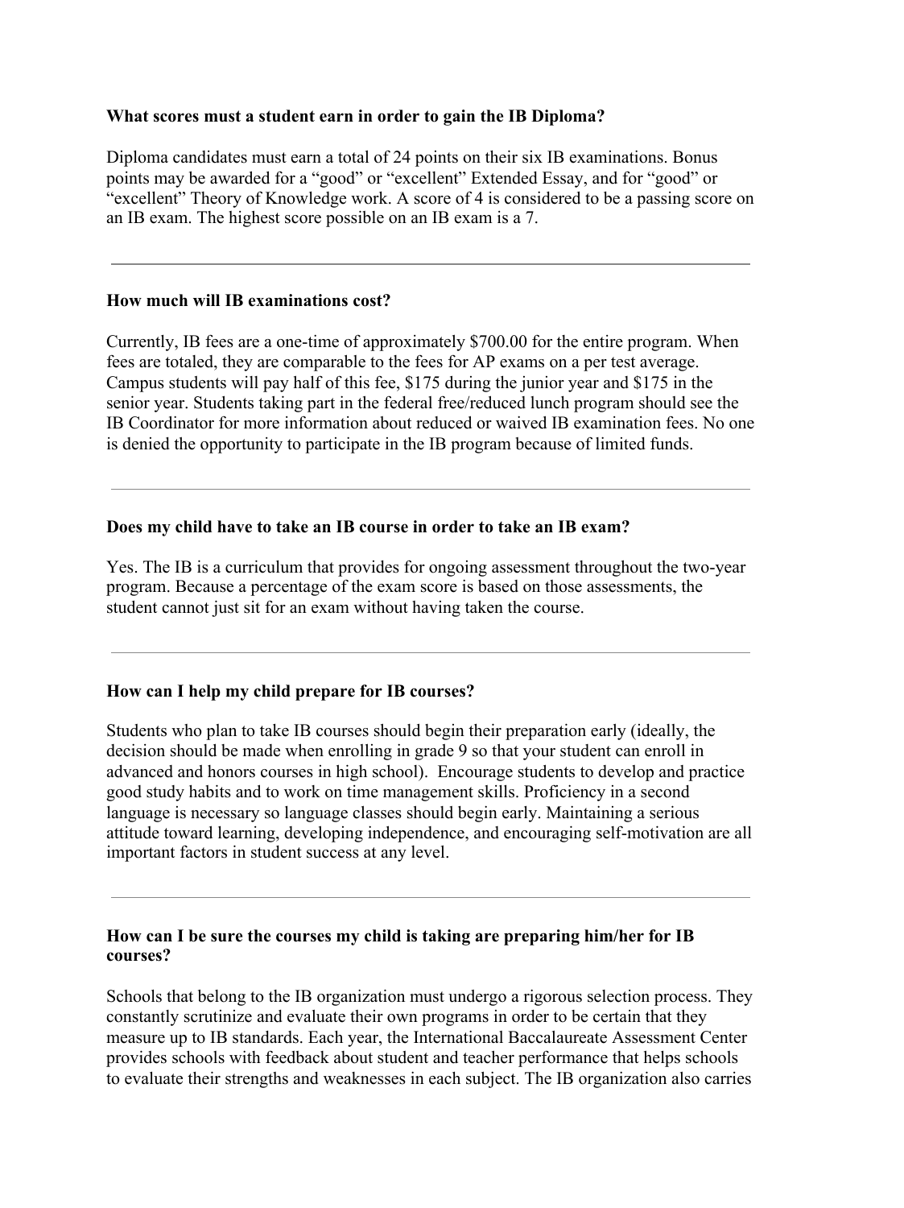**What scores must a student earn in order to gain the IB Diploma?**

Diploma candidates must earn a total of 24 points on their six IB examinations. Bonus points may be awarded for a “good” or “excellent” Extended Essay, and for “good” or “excellent” Theory of Knowledge work. A score of 4 is considered to be a passing score on an IB exam. The highest score possible on an IB exam is a 7.

---

**How much will IB examinations cost?**

Currently, IB fees are a one-time of approximately $700.00 for the entire program. When fees are totaled, they are comparable to the fees for AP exams on a per test average. Campus students will pay half of this fee, $175 during the junior year and $175 in the senior year. Students taking part in the federal free/reduced lunch program should see the IB Coordinator for more information about reduced or waived IB examination fees. No one is denied the opportunity to participate in the IB program because of limited funds.

---

**Does my child have to take an IB course in order to take an IB exam?**

Yes. The IB is a curriculum that provides for ongoing assessment throughout the two-year program. Because a percentage of the exam score is based on those assessments, the student cannot just sit for an exam without having taken the course.

---

**How can I help my child prepare for IB courses?**

Students who plan to take IB courses should begin their preparation early (ideally, the decision should be made when enrolling in grade 9 so that your student can enroll in advanced and honors courses in high school). Encourage students to develop and practice good study habits and to work on time management skills. Proficiency in a second language is necessary so language classes should begin early. Maintaining a serious attitude toward learning, developing independence, and encouraging self-motivation are all important factors in student success at any level.

---

**How can I be sure the courses my child is taking are preparing him/her for IB courses?**

Schools that belong to the IB organization must undergo a rigorous selection process. They constantly scrutinize and evaluate their own programs in order to be certain that they measure up to IB standards. Each year, the International Baccalaureate Assessment Center provides schools with feedback about student and teacher performance that helps schools to evaluate their strengths and weaknesses in each subject. The IB organization also carries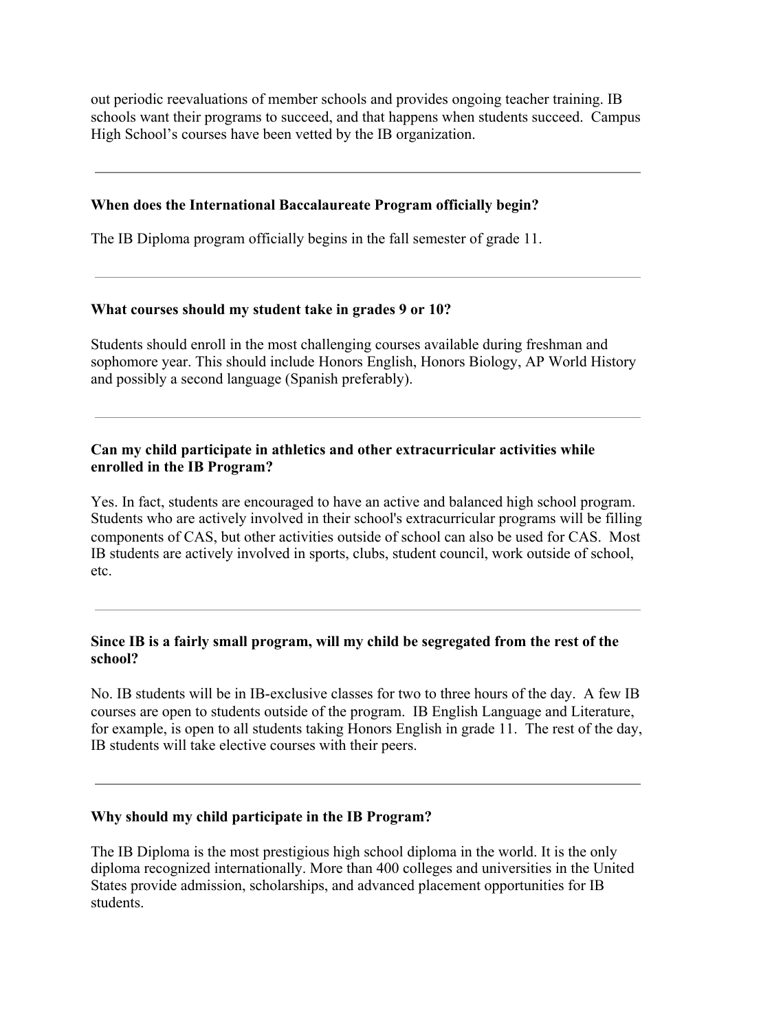out periodic reevaluations of member schools and provides ongoing teacher training. IB schools want their programs to succeed, and that happens when students succeed. Campus High School's courses have been vetted by the IB organization.

---

**When does the International Baccalaureate Program officially begin?**

The IB Diploma program officially begins in the fall semester of grade 11.

---

**What courses should my student take in grades 9 or 10?**

Students should enroll in the most challenging courses available during freshman and sophomore year. This should include Honors English, Honors Biology, AP World History and possibly a second language (Spanish preferably).

---

**Can my child participate in athletics and other extracurricular activities while enrolled in the IB Program?**

Yes. In fact, students are encouraged to have an active and balanced high school program. Students who are actively involved in their school's extracurricular programs will be filling components of CAS, but other activities outside of school can also be used for CAS. Most IB students are actively involved in sports, clubs, student council, work outside of school, etc.

---

**Since IB is a fairly small program, will my child be segregated from the rest of the school?**

No. IB students will be in IB-exclusive classes for two to three hours of the day. A few IB courses are open to students outside of the program. IB English Language and Literature, for example, is open to all students taking Honors English in grade 11. The rest of the day, IB students will take elective courses with their peers.

---

**Why should my child participate in the IB Program?**

The IB Diploma is the most prestigious high school diploma in the world. It is the only diploma recognized internationally. More than 400 colleges and universities in the United States provide admission, scholarships, and advanced placement opportunities for IB students.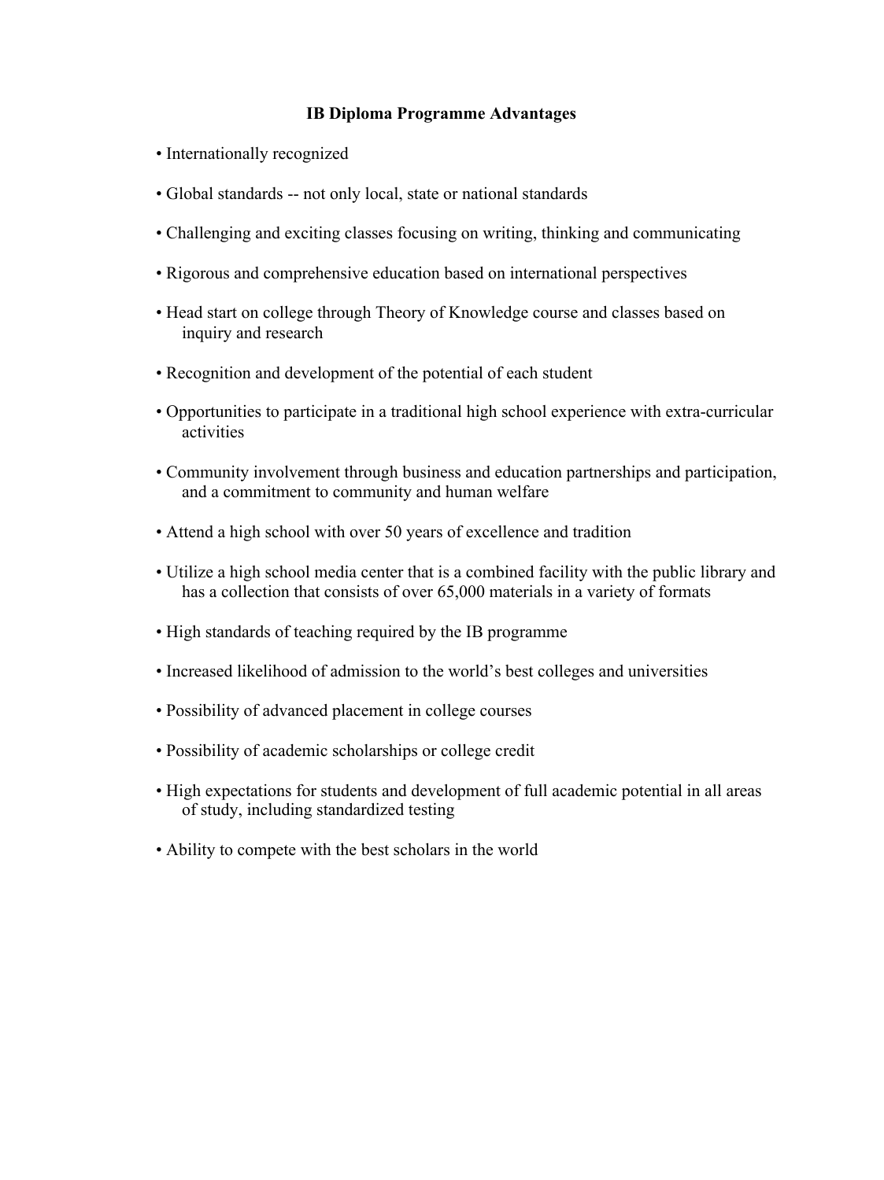## IB Diploma Programme Advantages

- Internationally recognized
- Global standards -- not only local, state or national standards
- Challenging and exciting classes focusing on writing, thinking and communicating
- Rigorous and comprehensive education based on international perspectives
- Head start on college through Theory of Knowledge course and classes based on inquiry and research
- Recognition and development of the potential of each student
- Opportunities to participate in a traditional high school experience with extra-curricular activities
- Community involvement through business and education partnerships and participation, and a commitment to community and human welfare
- Attend a high school with over 50 years of excellence and tradition
- Utilize a high school media center that is a combined facility with the public library and has a collection that consists of over 65,000 materials in a variety of formats
- High standards of teaching required by the IB programme
- Increased likelihood of admission to the world's best colleges and universities
- Possibility of advanced placement in college courses
- Possibility of academic scholarships or college credit
- High expectations for students and development of full academic potential in all areas of study, including standardized testing
- Ability to compete with the best scholars in the world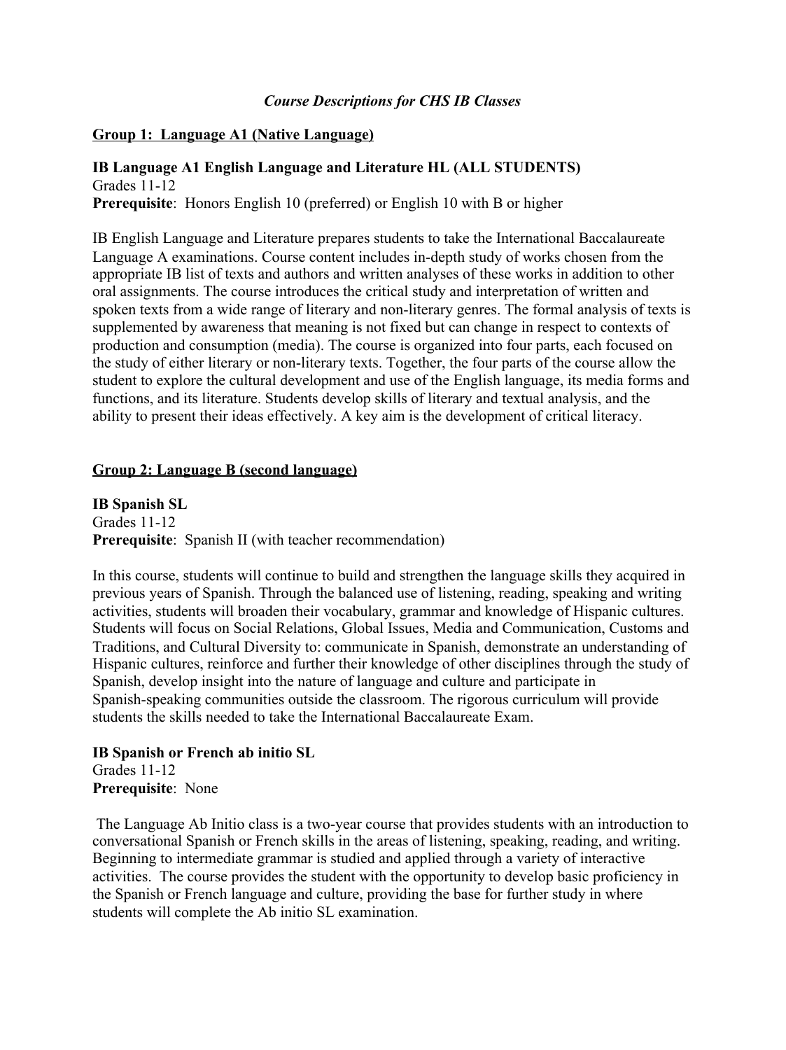*Course Descriptions for CHS IB Classes*

## Group 1: Language A1 (Native Language)

**IB Language A1 English Language and Literature HL (ALL STUDENTS)**
Grades 11-12
**Prerequisite**: Honors English 10 (preferred) or English 10 with B or higher

IB English Language and Literature prepares students to take the International Baccalaureate Language A examinations. Course content includes in-depth study of works chosen from the appropriate IB list of texts and authors and written analyses of these works in addition to other oral assignments. The course introduces the critical study and interpretation of written and spoken texts from a wide range of literary and non-literary genres. The formal analysis of texts is supplemented by awareness that meaning is not fixed but can change in respect to contexts of production and consumption (media). The course is organized into four parts, each focused on the study of either literary or non-literary texts. Together, the four parts of the course allow the student to explore the cultural development and use of the English language, its media forms and functions, and its literature. Students develop skills of literary and textual analysis, and the ability to present their ideas effectively. A key aim is the development of critical literacy.

## Group 2: Language B (second language)

**IB Spanish SL**
Grades 11-12
**Prerequisite**: Spanish II (with teacher recommendation)

In this course, students will continue to build and strengthen the language skills they acquired in previous years of Spanish. Through the balanced use of listening, reading, speaking and writing activities, students will broaden their vocabulary, grammar and knowledge of Hispanic cultures. Students will focus on Social Relations, Global Issues, Media and Communication, Customs and Traditions, and Cultural Diversity to: communicate in Spanish, demonstrate an understanding of Hispanic cultures, reinforce and further their knowledge of other disciplines through the study of Spanish, develop insight into the nature of language and culture and participate in Spanish-speaking communities outside the classroom. The rigorous curriculum will provide students the skills needed to take the International Baccalaureate Exam.

**IB Spanish or French ab initio SL**
Grades 11-12
**Prerequisite**: None

The Language Ab Initio class is a two-year course that provides students with an introduction to conversational Spanish or French skills in the areas of listening, speaking, reading, and writing. Beginning to intermediate grammar is studied and applied through a variety of interactive activities. The course provides the student with the opportunity to develop basic proficiency in the Spanish or French language and culture, providing the base for further study in where students will complete the Ab initio SL examination.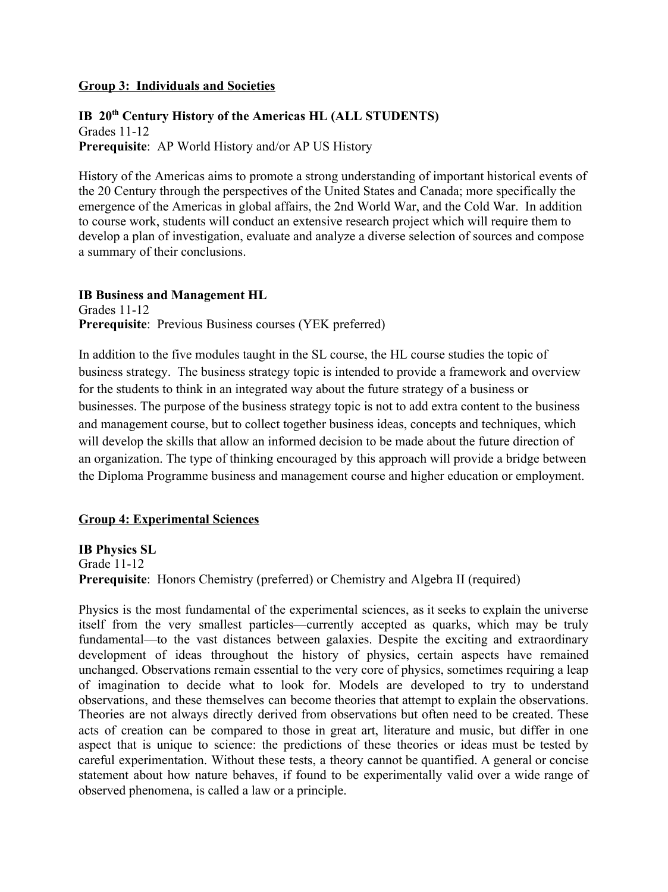## Group 3: Individuals and Societies

**IB 20th Century History of the Americas HL (ALL STUDENTS)**
Grades 11-12
**Prerequisite**: AP World History and/or AP US History

History of the Americas aims to promote a strong understanding of important historical events of the 20 Century through the perspectives of the United States and Canada; more specifically the emergence of the Americas in global affairs, the 2nd World War, and the Cold War. In addition to course work, students will conduct an extensive research project which will require them to develop a plan of investigation, evaluate and analyze a diverse selection of sources and compose a summary of their conclusions.

**IB Business and Management HL**
Grades 11-12
**Prerequisite**: Previous Business courses (YEK preferred)

In addition to the five modules taught in the SL course, the HL course studies the topic of business strategy. The business strategy topic is intended to provide a framework and overview for the students to think in an integrated way about the future strategy of a business or businesses. The purpose of the business strategy topic is not to add extra content to the business and management course, but to collect together business ideas, concepts and techniques, which will develop the skills that allow an informed decision to be made about the future direction of an organization. The type of thinking encouraged by this approach will provide a bridge between the Diploma Programme business and management course and higher education or employment.

## Group 4: Experimental Sciences

**IB Physics SL**
Grade 11-12
**Prerequisite**: Honors Chemistry (preferred) or Chemistry and Algebra II (required)

Physics is the most fundamental of the experimental sciences, as it seeks to explain the universe itself from the very smallest particles—currently accepted as quarks, which may be truly fundamental—to the vast distances between galaxies. Despite the exciting and extraordinary development of ideas throughout the history of physics, certain aspects have remained unchanged. Observations remain essential to the very core of physics, sometimes requiring a leap of imagination to decide what to look for. Models are developed to try to understand observations, and these themselves can become theories that attempt to explain the observations. Theories are not always directly derived from observations but often need to be created. These acts of creation can be compared to those in great art, literature and music, but differ in one aspect that is unique to science: the predictions of these theories or ideas must be tested by careful experimentation. Without these tests, a theory cannot be quantified. A general or concise statement about how nature behaves, if found to be experimentally valid over a wide range of observed phenomena, is called a law or a principle.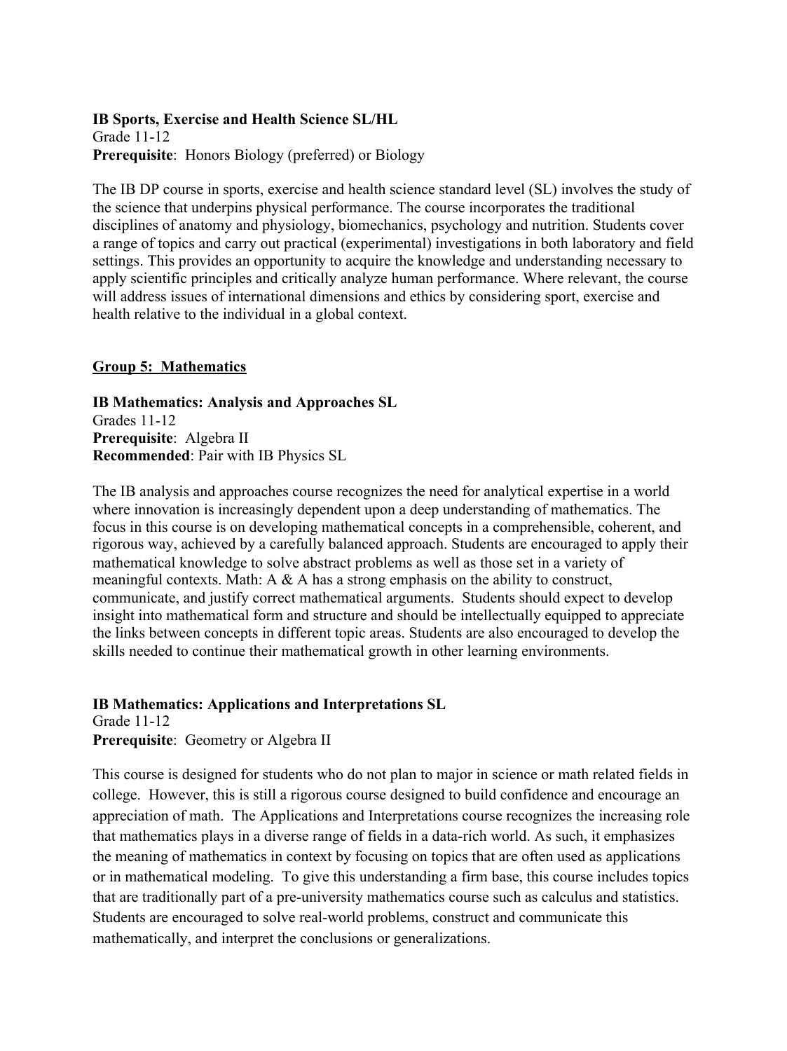**IB Sports, Exercise and Health Science SL/HL**
Grade 11-12
**Prerequisite**: Honors Biology (preferred) or Biology

The IB DP course in sports, exercise and health science standard level (SL) involves the study of the science that underpins physical performance. The course incorporates the traditional disciplines of anatomy and physiology, biomechanics, psychology and nutrition. Students cover a range of topics and carry out practical (experimental) investigations in both laboratory and field settings. This provides an opportunity to acquire the knowledge and understanding necessary to apply scientific principles and critically analyze human performance. Where relevant, the course will address issues of international dimensions and ethics by considering sport, exercise and health relative to the individual in a global context.

## Group 5: Mathematics

**IB Mathematics: Analysis and Approaches SL**
Grades 11-12
**Prerequisite**: Algebra II
**Recommended**: Pair with IB Physics SL

The IB analysis and approaches course recognizes the need for analytical expertise in a world where innovation is increasingly dependent upon a deep understanding of mathematics. The focus in this course is on developing mathematical concepts in a comprehensible, coherent, and rigorous way, achieved by a carefully balanced approach. Students are encouraged to apply their mathematical knowledge to solve abstract problems as well as those set in a variety of meaningful contexts. Math: A & A has a strong emphasis on the ability to construct, communicate, and justify correct mathematical arguments. Students should expect to develop insight into mathematical form and structure and should be intellectually equipped to appreciate the links between concepts in different topic areas. Students are also encouraged to develop the skills needed to continue their mathematical growth in other learning environments.

**IB Mathematics: Applications and Interpretations SL**
Grade 11-12
**Prerequisite**: Geometry or Algebra II

This course is designed for students who do not plan to major in science or math related fields in college. However, this is still a rigorous course designed to build confidence and encourage an appreciation of math. The Applications and Interpretations course recognizes the increasing role that mathematics plays in a diverse range of fields in a data-rich world. As such, it emphasizes the meaning of mathematics in context by focusing on topics that are often used as applications or in mathematical modeling. To give this understanding a firm base, this course includes topics that are traditionally part of a pre-university mathematics course such as calculus and statistics. Students are encouraged to solve real-world problems, construct and communicate this mathematically, and interpret the conclusions or generalizations.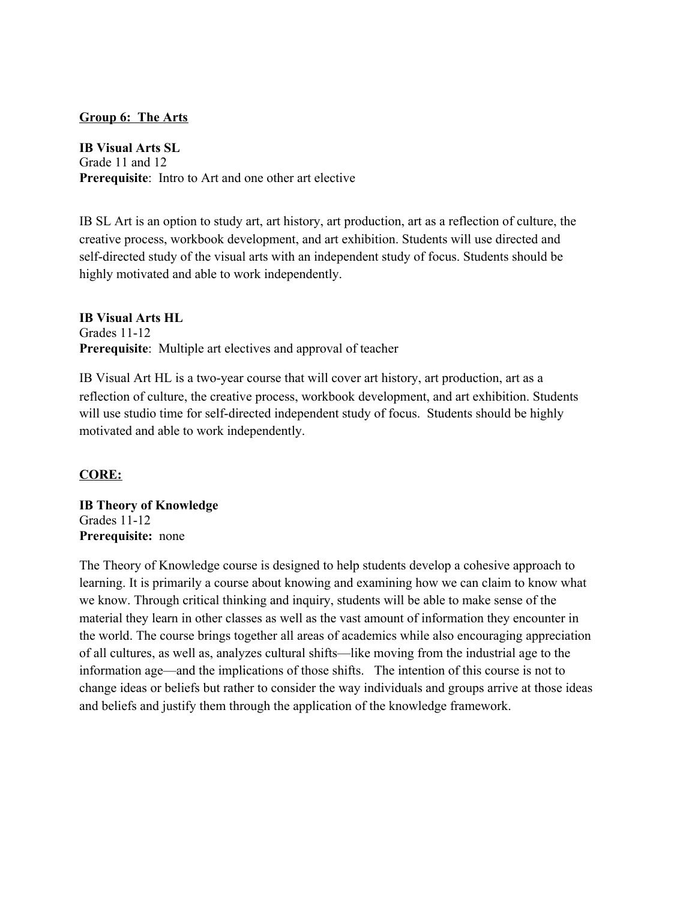## Group 6: The Arts

**IB Visual Arts SL**
Grade 11 and 12
**Prerequisite**: Intro to Art and one other art elective

IB SL Art is an option to study art, art history, art production, art as a reflection of culture, the creative process, workbook development, and art exhibition. Students will use directed and self-directed study of the visual arts with an independent study of focus. Students should be highly motivated and able to work independently.

**IB Visual Arts HL**
Grades 11-12
**Prerequisite**: Multiple art electives and approval of teacher

IB Visual Art HL is a two-year course that will cover art history, art production, art as a reflection of culture, the creative process, workbook development, and art exhibition. Students will use studio time for self-directed independent study of focus. Students should be highly motivated and able to work independently.

## CORE:

**IB Theory of Knowledge**
Grades 11-12
**Prerequisite:** none

The Theory of Knowledge course is designed to help students develop a cohesive approach to learning. It is primarily a course about knowing and examining how we can claim to know what we know. Through critical thinking and inquiry, students will be able to make sense of the material they learn in other classes as well as the vast amount of information they encounter in the world. The course brings together all areas of academics while also encouraging appreciation of all cultures, as well as, analyzes cultural shifts—like moving from the industrial age to the information age—and the implications of those shifts. The intention of this course is not to change ideas or beliefs but rather to consider the way individuals and groups arrive at those ideas and beliefs and justify them through the application of the knowledge framework.